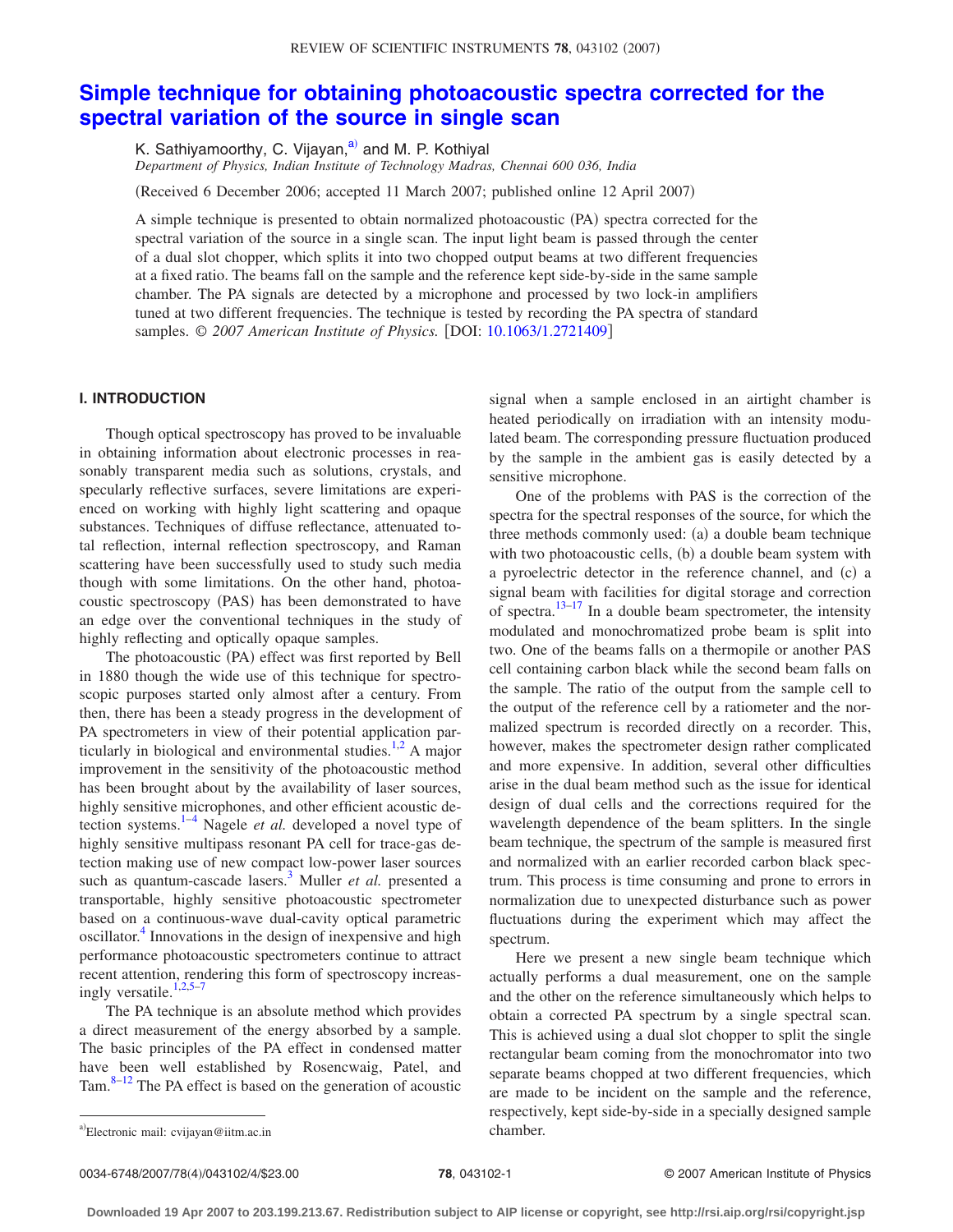# Simple technique for obtaining photoacoustic spectra corrected for the spectral variation of the source in single scan

K. Sathiyamoorthy, C. Vijayan,[a] and M. P. Kothiyal

*Department of Physics, Indian Institute of Technology Madras, Chennai 600 036, India*

(Received 6 December 2006; accepted 11 March 2007; published online 12 April 2007)

A simple technique is presented to obtain normalized photoacoustic (PA) spectra corrected for the spectral variation of the source in a single scan. The input light beam is passed through the center of a dual slot chopper, which splits it into two chopped output beams at two different frequencies at a fixed ratio. The beams fall on the sample and the reference kept side-by-side in the same sample chamber. The PA signals are detected by a microphone and processed by two lock-in amplifiers tuned at two different frequencies. The technique is tested by recording the PA spectra of standard samples. © *2007 American Institute of Physics.* [DOI: 10.1063/1.2721409]

## I. INTRODUCTION

Though optical spectroscopy has proved to be invaluable in obtaining information about electronic processes in reasonably transparent media such as solutions, crystals, and specularly reflective surfaces, severe limitations are experienced on working with highly light scattering and opaque substances. Techniques of diffuse reflectance, attenuated total reflection, internal reflection spectroscopy, and Raman scattering have been successfully used to study such media though with some limitations. On the other hand, photoacoustic spectroscopy (PAS) has been demonstrated to have an edge over the conventional techniques in the study of highly reflecting and optically opaque samples.

The photoacoustic (PA) effect was first reported by Bell in 1880 though the wide use of this technique for spectroscopic purposes started only almost after a century. From then, there has been a steady progress in the development of PA spectrometers in view of their potential application particularly in biological and environmental studies.[1,2] A major improvement in the sensitivity of the photoacoustic method has been brought about by the availability of laser sources, highly sensitive microphones, and other efficient acoustic detection systems.[1–4] Nagele *et al.* developed a novel type of highly sensitive multipass resonant PA cell for trace-gas detection making use of new compact low-power laser sources such as quantum-cascade lasers.[3] Muller *et al.* presented a transportable, highly sensitive photoacoustic spectrometer based on a continuous-wave dual-cavity optical parametric oscillator.[4] Innovations in the design of inexpensive and high performance photoacoustic spectrometers continue to attract recent attention, rendering this form of spectroscopy increasingly versatile.[1,2,5–7]

The PA technique is an absolute method which provides a direct measurement of the energy absorbed by a sample. The basic principles of the PA effect in condensed matter have been well established by Rosencwaig, Patel, and Tam.[8–12] The PA effect is based on the generation of acoustic signal when a sample enclosed in an airtight chamber is heated periodically on irradiation with an intensity modulated beam. The corresponding pressure fluctuation produced by the sample in the ambient gas is easily detected by a sensitive microphone.

One of the problems with PAS is the correction of the spectra for the spectral responses of the source, for which the three methods commonly used: (a) a double beam technique with two photoacoustic cells, (b) a double beam system with a pyroelectric detector in the reference channel, and (c) a signal beam with facilities for digital storage and correction of spectra.[13–17] In a double beam spectrometer, the intensity modulated and monochromatized probe beam is split into two. One of the beams falls on a thermopile or another PAS cell containing carbon black while the second beam falls on the sample. The ratio of the output from the sample cell to the output of the reference cell by a ratiometer and the normalized spectrum is recorded directly on a recorder. This, however, makes the spectrometer design rather complicated and more expensive. In addition, several other difficulties arise in the dual beam method such as the issue for identical design of dual cells and the corrections required for the wavelength dependence of the beam splitters. In the single beam technique, the spectrum of the sample is measured first and normalized with an earlier recorded carbon black spectrum. This process is time consuming and prone to errors in normalization due to unexpected disturbance such as power fluctuations during the experiment which may affect the spectrum.

Here we present a new single beam technique which actually performs a dual measurement, one on the sample and the other on the reference simultaneously which helps to obtain a corrected PA spectrum by a single spectral scan. This is achieved using a dual slot chopper to split the single rectangular beam coming from the monochromator into two separate beams chopped at two different frequencies, which are made to be incident on the sample and the reference, respectively, kept side-by-side in a specially designed sample chamber.

[a] Electronic mail: cvijayan@iitm.ac.in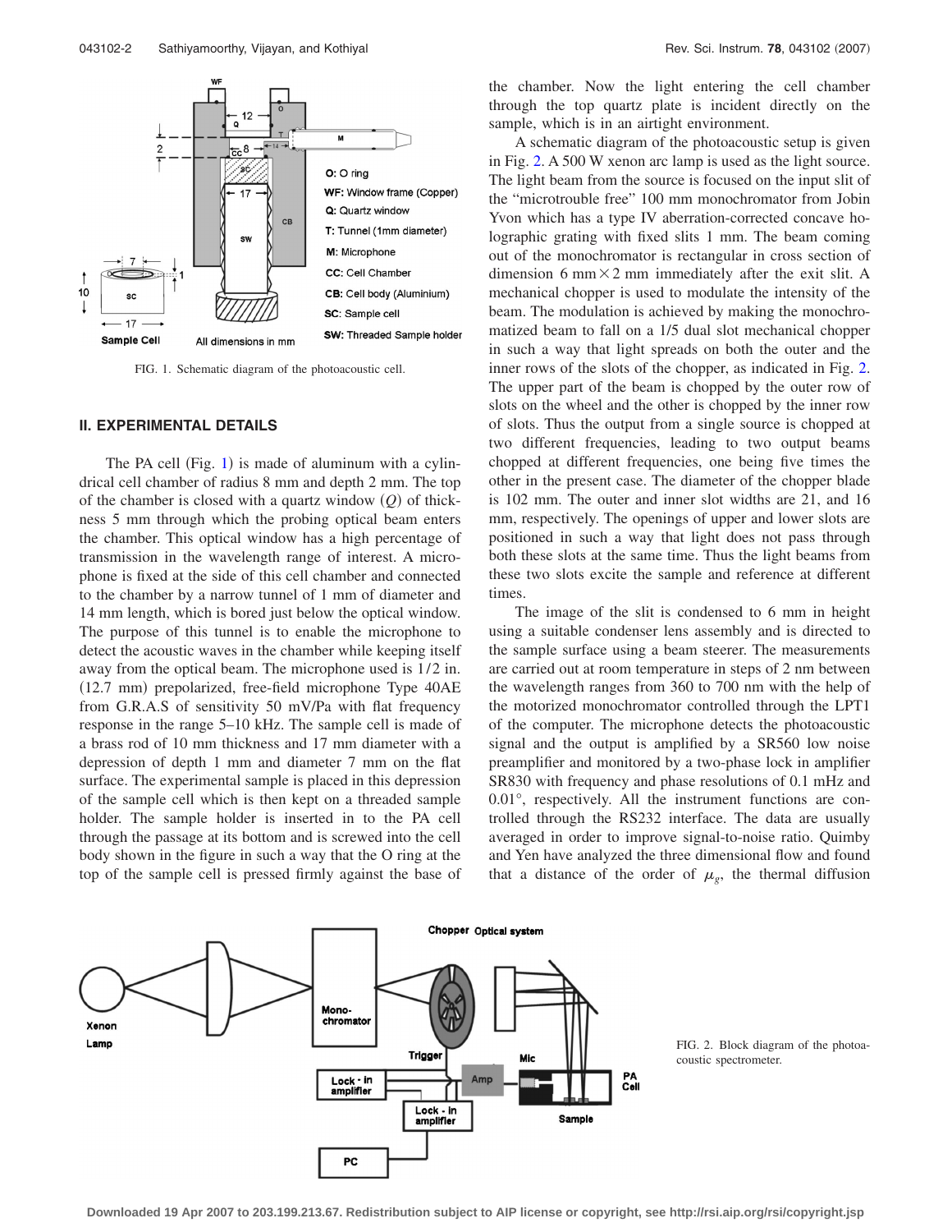FIG. 1. Schematic diagram of the photoacoustic cell.

## II. EXPERIMENTAL DETAILS

The PA cell (Fig. 1) is made of aluminum with a cylindrical cell chamber of radius 8 mm and depth 2 mm. The top of the chamber is closed with a quartz window ($Q$) of thickness 5 mm through which the probing optical beam enters the chamber. This optical window has a high percentage of transmission in the wavelength range of interest. A microphone is fixed at the side of this cell chamber and connected to the chamber by a narrow tunnel of 1 mm of diameter and 14 mm length, which is bored just below the optical window. The purpose of this tunnel is to enable the microphone to detect the acoustic waves in the chamber while keeping itself away from the optical beam. The microphone used is 1/2 in. (12.7 mm) prepolarized, free-field microphone Type 40AE from G.R.A.S of sensitivity 50 mV/Pa with flat frequency response in the range 5–10 kHz. The sample cell is made of a brass rod of 10 mm thickness and 17 mm diameter with a depression of depth 1 mm and diameter 7 mm on the flat surface. The experimental sample is placed in this depression of the sample cell which is then kept on a threaded sample holder. The sample holder is inserted in to the PA cell through the passage at its bottom and is screwed into the cell body shown in the figure in such a way that the O ring at the top of the sample cell is pressed firmly against the base of the chamber. Now the light entering the cell chamber through the top quartz plate is incident directly on the sample, which is in an airtight environment.

A schematic diagram of the photoacoustic setup is given in Fig. 2. A 500 W xenon arc lamp is used as the light source. The light beam from the source is focused on the input slit of the "microtrouble free" 100 mm monochromator from Jobin Yvon which has a type IV aberration-corrected concave holographic grating with fixed slits 1 mm. The beam coming out of the monochromator is rectangular in cross section of dimension 6 mm × 2 mm immediately after the exit slit. A mechanical chopper is used to modulate the intensity of the beam. The modulation is achieved by making the monochromatized beam to fall on a 1/5 dual slot mechanical chopper in such a way that light spreads on both the outer and the inner rows of the slots of the chopper, as indicated in Fig. 2. The upper part of the beam is chopped by the outer row of slots on the wheel and the other is chopped by the inner row of slots. Thus the output from a single source is chopped at two different frequencies, leading to two output beams chopped at different frequencies, one being five times the other in the present case. The diameter of the chopper blade is 102 mm. The outer and inner slot widths are 21, and 16 mm, respectively. The openings of upper and lower slots are positioned in such a way that light does not pass through both these slots at the same time. Thus the light beams from these two slots excite the sample and reference at different times.

The image of the slit is condensed to 6 mm in height using a suitable condenser lens assembly and is directed to the sample surface using a beam steerer. The measurements are carried out at room temperature in steps of 2 nm between the wavelength ranges from 360 to 700 nm with the help of the motorized monochromator controlled through the LPT1 of the computer. The microphone detects the photoacoustic signal and the output is amplified by a SR560 low noise preamplifier and monitored by a two-phase lock in amplifier SR830 with frequency and phase resolutions of 0.1 mHz and 0.01°, respectively. All the instrument functions are controlled through the RS232 interface. The data are usually averaged in order to improve signal-to-noise ratio. Quimby and Yen have analyzed the three dimensional flow and found that a distance of the order of $\mu_g$, the thermal diffusion

FIG. 2. Block diagram of the photoacoustic spectrometer.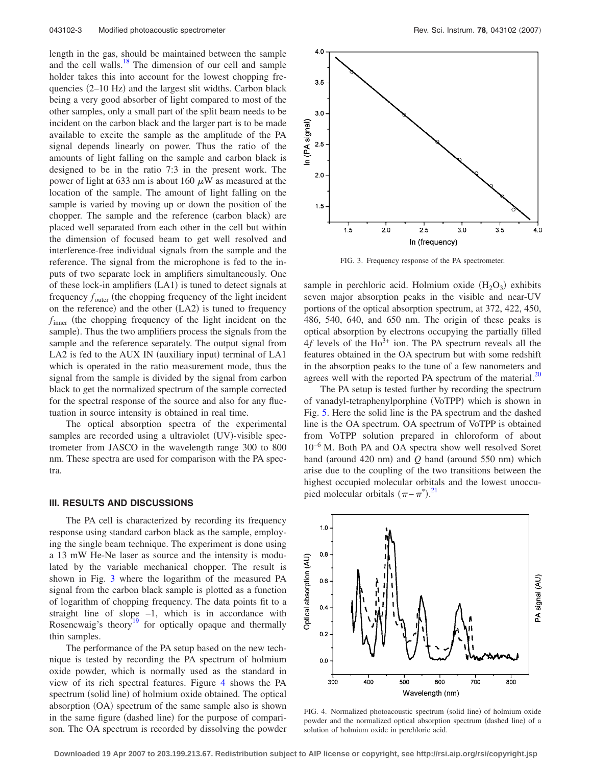length in the gas, should be maintained between the sample and the cell walls.[18] The dimension of our cell and sample holder takes this into account for the lowest chopping frequencies (2–10 Hz) and the largest slit widths. Carbon black being a very good absorber of light compared to most of the other samples, only a small part of the split beam needs to be incident on the carbon black and the larger part is to be made available to excite the sample as the amplitude of the PA signal depends linearly on power. Thus the ratio of the amounts of light falling on the sample and carbon black is designed to be in the ratio 7:3 in the present work. The power of light at 633 nm is about 160 $\mu$W as measured at the location of the sample. The amount of light falling on the sample is varied by moving up or down the position of the chopper. The sample and the reference (carbon black) are placed well separated from each other in the cell but within the dimension of focused beam to get well resolved and interference-free individual signals from the sample and the reference. The signal from the microphone is fed to the inputs of two separate lock in amplifiers simultaneously. One of these lock-in amplifiers (LA1) is tuned to detect signals at frequency $f_{outer}$ (the chopping frequency of the light incident on the reference) and the other (LA2) is tuned to frequency $f_{inner}$ (the chopping frequency of the light incident on the sample). Thus the two amplifiers process the signals from the sample and the reference separately. The output signal from LA2 is fed to the AUX IN (auxiliary input) terminal of LA1 which is operated in the ratio measurement mode, thus the signal from the sample is divided by the signal from carbon black to get the normalized spectrum of the sample corrected for the spectral response of the source and also for any fluctuation in source intensity is obtained in real time.

The optical absorption spectra of the experimental samples are recorded using a ultraviolet (UV)-visible spectrometer from JASCO in the wavelength range 300 to 800 nm. These spectra are used for comparison with the PA spectra.

## III. RESULTS AND DISCUSSIONS

The PA cell is characterized by recording its frequency response using standard carbon black as the sample, employing the single beam technique. The experiment is done using a 13 mW He-Ne laser as source and the intensity is modulated by the variable mechanical chopper. The result is shown in Fig. 3 where the logarithm of the measured PA signal from the carbon black sample is plotted as a function of logarithm of chopping frequency. The data points fit to a straight line of slope –1, which is in accordance with Rosencwaig's theory[19] for optically opaque and thermally thin samples.

The performance of the PA setup based on the new technique is tested by recording the PA spectrum of holmium oxide powder, which is normally used as the standard in view of its rich spectral features. Figure 4 shows the PA spectrum (solid line) of holmium oxide obtained. The optical absorption (OA) spectrum of the same sample also is shown in the same figure (dashed line) for the purpose of comparison. The OA spectrum is recorded by dissolving the powder sample in perchloric acid. Holmium oxide ($H_2O_3$) exhibits seven major absorption peaks in the visible and near-UV portions of the optical absorption spectrum, at 372, 422, 450, 486, 540, 640, and 650 nm. The origin of these peaks is optical absorption by electrons occupying the partially filled $4f$ levels of the $Ho^{3+}$ ion. The PA spectrum reveals all the features obtained in the OA spectrum but with some redshift in the absorption peaks to the tune of a few nanometers and agrees well with the reported PA spectrum of the material.[20]

FIG. 3. Frequency response of the PA spectrometer.

The PA setup is tested further by recording the spectrum of vanadyl-tetraphenylporphine (VoTPP) which is shown in Fig. 5. Here the solid line is the PA spectrum and the dashed line is the OA spectrum. OA spectrum of VoTPP is obtained from VoTPP solution prepared in chloroform of about $10^{-6}$ M. Both PA and OA spectra show well resolved Soret band (around 420 nm) and $Q$ band (around 550 nm) which arise due to the coupling of the two transitions between the highest occupied molecular orbitals and the lowest unoccupied molecular orbitals ($\pi - \pi^*$).[21]

FIG. 4. Normalized photoacoustic spectrum (solid line) of holmium oxide powder and the normalized optical absorption spectrum (dashed line) of a solution of holmium oxide in perchloric acid.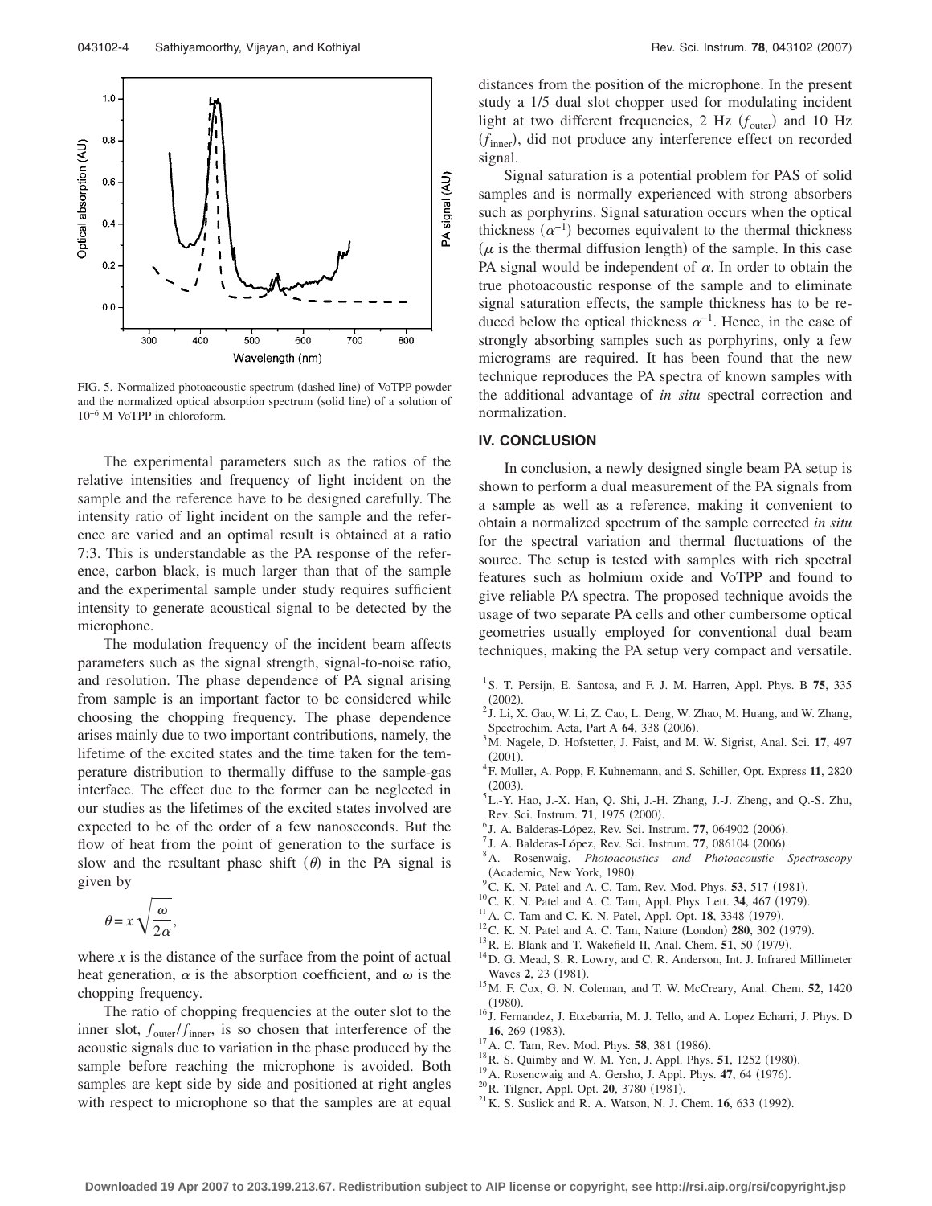1.0

0.8

0.6

0.4

0.2

0.0

300 400 500 600 700 800

Wavelength (nm)

Optical absorption (AU)

PA signal (AU)

FIG. 5. Normalized photoacoustic spectrum (dashed line) of VoTPP powder and the normalized optical absorption spectrum (solid line) of a solution of $10^{-6}$ M VoTPP in chloroform.

The experimental parameters such as the ratios of the relative intensities and frequency of light incident on the sample and the reference have to be designed carefully. The intensity ratio of light incident on the sample and the reference are varied and an optimal result is obtained at a ratio 7:3. This is understandable as the PA response of the reference, carbon black, is much larger than that of the sample and the experimental sample under study requires sufficient intensity to generate acoustical signal to be detected by the microphone.

The modulation frequency of the incident beam affects parameters such as the signal strength, signal-to-noise ratio, and resolution. The phase dependence of PA signal arising from sample is an important factor to be considered while choosing the chopping frequency. The phase dependence arises mainly due to two important contributions, namely, the lifetime of the excited states and the time taken for the temperature distribution to thermally diffuse to the sample-gas interface. The effect due to the former can be neglected in our studies as the lifetimes of the excited states involved are expected to be of the order of a few nanoseconds. But the flow of heat from the point of generation to the surface is slow and the resultant phase shift ($\theta$) in the PA signal is given by

$$\theta = x\sqrt{\frac{\omega}{2\alpha}},$$

where $x$ is the distance of the surface from the point of actual heat generation, $\alpha$ is the absorption coefficient, and $\omega$ is the chopping frequency.

The ratio of chopping frequencies at the outer slot to the inner slot, $f_{\text{outer}}/f_{\text{inner}}$, is so chosen that interference of the acoustic signals due to variation in the phase produced by the sample before reaching the microphone is avoided. Both samples are kept side by side and positioned at right angles with respect to microphone so that the samples are at equal distances from the position of the microphone. In the present study a 1/5 dual slot chopper used for modulating incident light at two different frequencies, 2 Hz ($f_{\text{outer}}$) and 10 Hz ($f_{\text{inner}}$), did not produce any interference effect on recorded signal.

Signal saturation is a potential problem for PAS of solid samples and is normally experienced with strong absorbers such as porphyrins. Signal saturation occurs when the optical thickness ($\alpha^{-1}$) becomes equivalent to the thermal thickness ($\mu$ is the thermal diffusion length) of the sample. In this case PA signal would be independent of $\alpha$. In order to obtain the true photoacoustic response of the sample and to eliminate signal saturation effects, the sample thickness has to be reduced below the optical thickness $\alpha^{-1}$. Hence, in the case of strongly absorbing samples such as porphyrins, only a few micrograms are required. It has been found that the new technique reproduces the PA spectra of known samples with the additional advantage of *in situ* spectral correction and normalization.

## IV. CONCLUSION

In conclusion, a newly designed single beam PA setup is shown to perform a dual measurement of the PA signals from a sample as well as a reference, making it convenient to obtain a normalized spectrum of the sample corrected *in situ* for the spectral variation and thermal fluctuations of the source. The setup is tested with samples with rich spectral features such as holmium oxide and VoTPP and found to give reliable PA spectra. The proposed technique avoids the usage of two separate PA cells and other cumbersome optical geometries usually employed for conventional dual beam techniques, making the PA setup very compact and versatile.

[1] S. T. Persijn, E. Santosa, and F. J. M. Harren, Appl. Phys. B **75**, 335 (2002).
[2] J. Li, X. Gao, W. Li, Z. Cao, L. Deng, W. Zhao, M. Huang, and W. Zhang, Spectrochim. Acta, Part A **64**, 338 (2006).
[3] M. Nagele, D. Hofstetter, J. Faist, and M. W. Sigrist, Anal. Sci. **17**, 497 (2001).
[4] F. Muller, A. Popp, F. Kuhnemann, and S. Schiller, Opt. Express **11**, 2820 (2003).
[5] L.-Y. Hao, J.-X. Han, Q. Shi, J.-H. Zhang, J.-J. Zheng, and Q.-S. Zhu, Rev. Sci. Instrum. **71**, 1975 (2000).
[6] J. A. Balderas-López, Rev. Sci. Instrum. **77**, 064902 (2006).
[7] J. A. Balderas-López, Rev. Sci. Instrum. **77**, 086104 (2006).
[8] A. Rosenwaig, *Photoacoustics and Photoacoustic Spectroscopy* (Academic, New York, 1980).
[9] C. K. N. Patel and A. C. Tam, Rev. Mod. Phys. **53**, 517 (1981).
[10] C. K. N. Patel and A. C. Tam, Appl. Phys. Lett. **34**, 467 (1979).
[11] A. C. Tam and C. K. N. Patel, Appl. Opt. **18**, 3348 (1979).
[12] C. K. N. Patel and A. C. Tam, Nature (London) **280**, 302 (1979).
[13] R. E. Blank and T. Wakefield II, Anal. Chem. **51**, 50 (1979).
[14] D. G. Mead, S. R. Lowry, and C. R. Anderson, Int. J. Infrared Millimeter Waves **2**, 23 (1981).
[15] M. F. Cox, G. N. Coleman, and T. W. McCreary, Anal. Chem. **52**, 1420 (1980).
[16] J. Fernandez, J. Etxebarria, M. J. Tello, and A. Lopez Echarri, J. Phys. D **16**, 269 (1983).
[17] A. C. Tam, Rev. Mod. Phys. **58**, 381 (1986).
[18] R. S. Quimby and W. M. Yen, J. Appl. Phys. **51**, 1252 (1980).
[19] A. Rosencwaig and A. Gersho, J. Appl. Phys. **47**, 64 (1976).
[20] R. Tilgner, Appl. Opt. **20**, 3780 (1981).
[21] K. S. Suslick and R. A. Watson, N. J. Chem. **16**, 633 (1992).